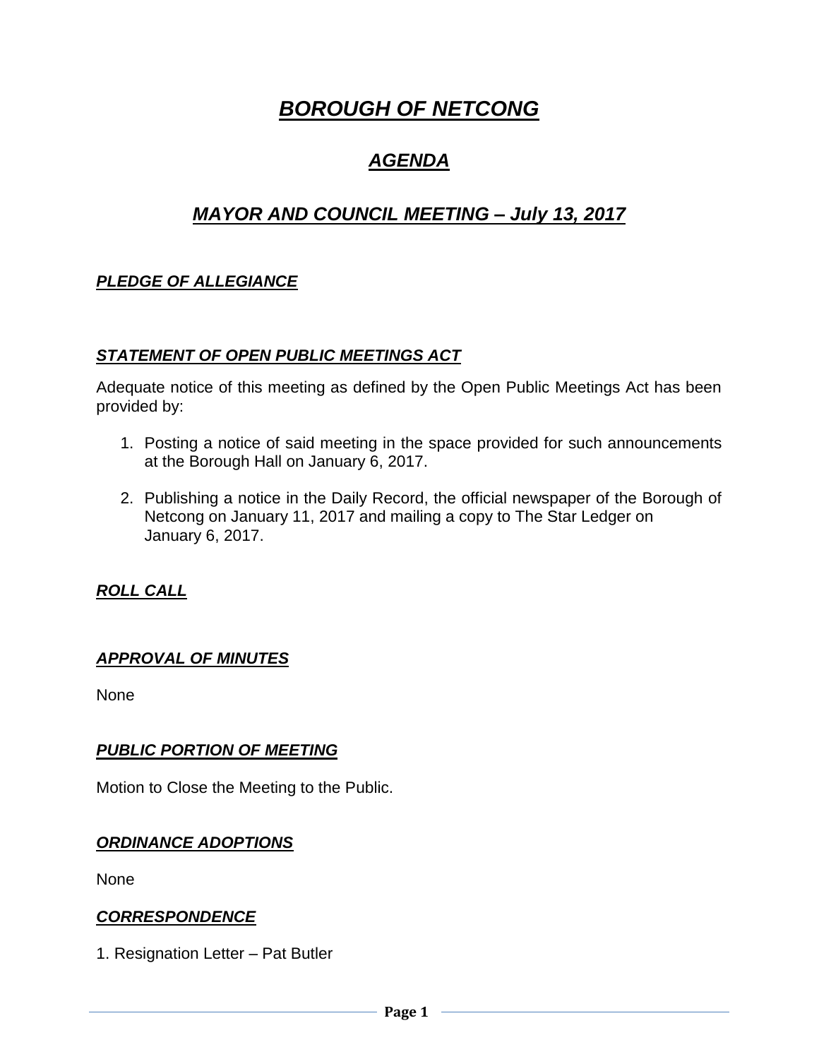# ***BOROUGH OF NETCONG***

## ***AGENDA***

## ***MAYOR AND COUNCIL MEETING – July 13, 2017***

### ***PLEDGE OF ALLEGIANCE***

### ***STATEMENT OF OPEN PUBLIC MEETINGS ACT***

Adequate notice of this meeting as defined by the Open Public Meetings Act has been provided by:

1. Posting a notice of said meeting in the space provided for such announcements at the Borough Hall on January 6, 2017.

2. Publishing a notice in the Daily Record, the official newspaper of the Borough of Netcong on January 11, 2017 and mailing a copy to The Star Ledger on January 6, 2017.

### ***ROLL CALL***

### ***APPROVAL OF MINUTES***

None

### ***PUBLIC PORTION OF MEETING***

Motion to Close the Meeting to the Public.

### ***ORDINANCE ADOPTIONS***

None

### ***CORRESPONDENCE***

1. Resignation Letter – Pat Butler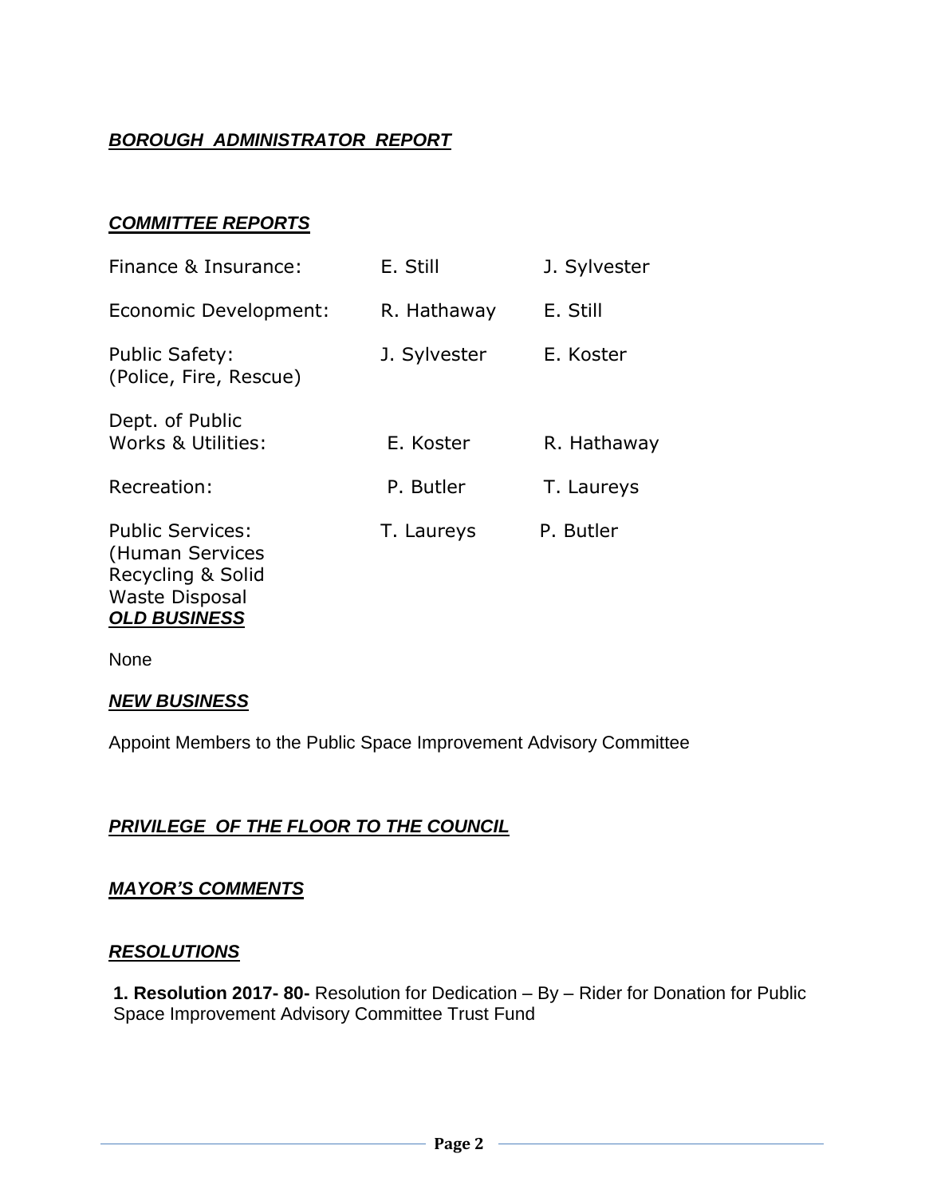***BOROUGH ADMINISTRATOR REPORT***

***COMMITTEE REPORTS***

| | | |
|---|---|---|
| Finance & Insurance: | E. Still | J. Sylvester |
| Economic Development: | R. Hathaway | E. Still |
| Public Safety: (Police, Fire, Rescue) | J. Sylvester | E. Koster |
| Dept. of Public Works & Utilities: | E. Koster | R. Hathaway |
| Recreation: | P. Butler | T. Laureys |
| Public Services: (Human Services Recycling & Solid Waste Disposal | T. Laureys | P. Butler |

***OLD BUSINESS***

None

***NEW BUSINESS***

Appoint Members to the Public Space Improvement Advisory Committee

***PRIVILEGE OF THE FLOOR TO THE COUNCIL***

***MAYOR'S COMMENTS***

***RESOLUTIONS***

**1. Resolution 2017- 80-** Resolution for Dedication – By – Rider for Donation for Public Space Improvement Advisory Committee Trust Fund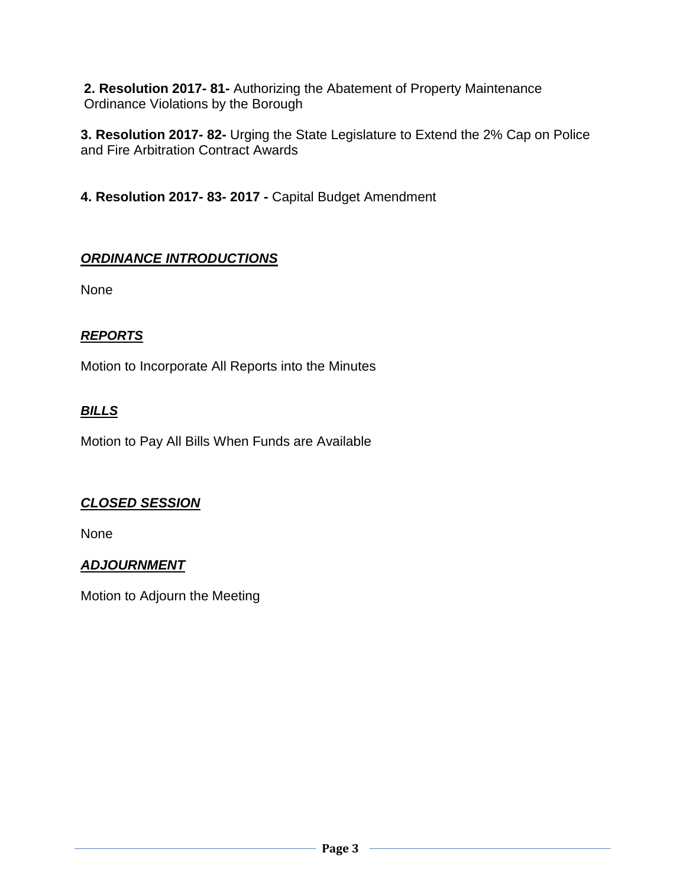**2. Resolution 2017- 81-** Authorizing the Abatement of Property Maintenance Ordinance Violations by the Borough

**3. Resolution 2017- 82-** Urging the State Legislature to Extend the 2% Cap on Police and Fire Arbitration Contract Awards

**4. Resolution 2017- 83- 2017 -** Capital Budget Amendment

## ***ORDINANCE INTRODUCTIONS***

None

## ***REPORTS***

Motion to Incorporate All Reports into the Minutes

## ***BILLS***

Motion to Pay All Bills When Funds are Available

## ***CLOSED SESSION***

None

## ***ADJOURNMENT***

Motion to Adjourn the Meeting